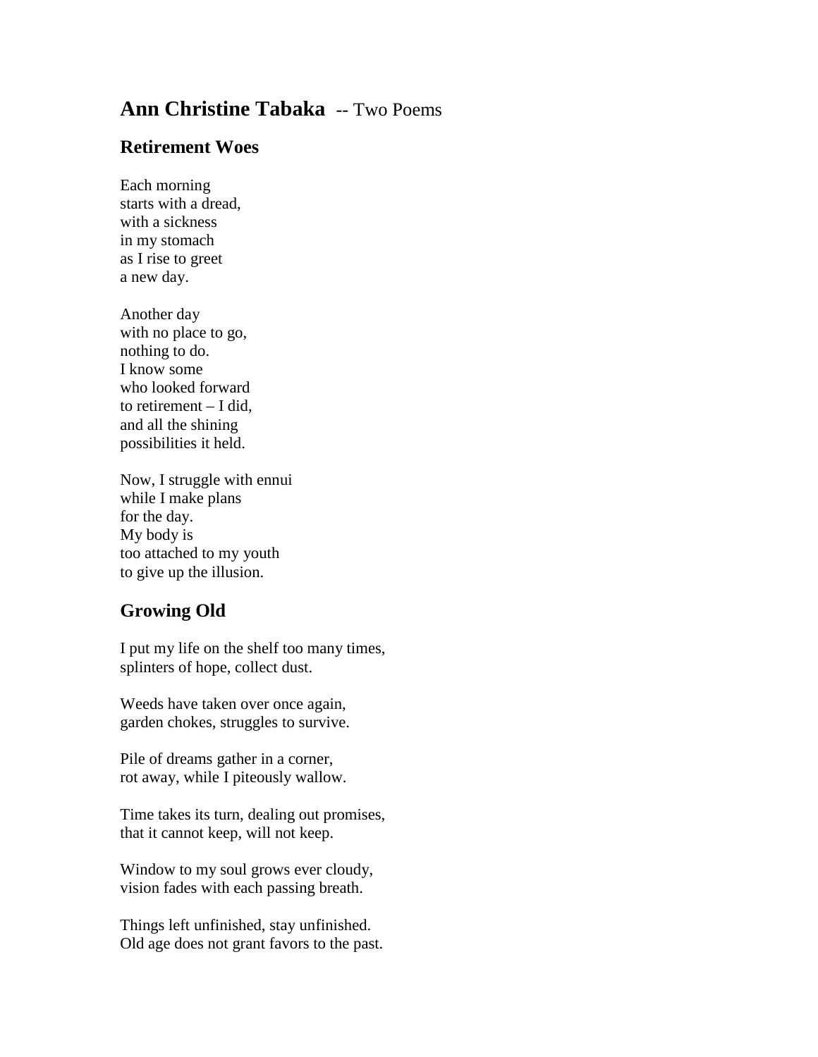# **Ann Christine Tabaka** -- Two Poems

## Retirement Woes

Each morning  
starts with a dread,  
with a sickness  
in my stomach  
as I rise to greet  
a new day.

Another day  
with no place to go,  
nothing to do.  
I know some  
who looked forward  
to retirement – I did,  
and all the shining  
possibilities it held.

Now, I struggle with ennui  
while I make plans  
for the day.  
My body is  
too attached to my youth  
to give up the illusion.

## Growing Old

I put my life on the shelf too many times,  
splinters of hope, collect dust.

Weeds have taken over once again,  
garden chokes, struggles to survive.

Pile of dreams gather in a corner,  
rot away, while I piteously wallow.

Time takes its turn, dealing out promises,  
that it cannot keep, will not keep.

Window to my soul grows ever cloudy,  
vision fades with each passing breath.

Things left unfinished, stay unfinished.  
Old age does not grant favors to the past.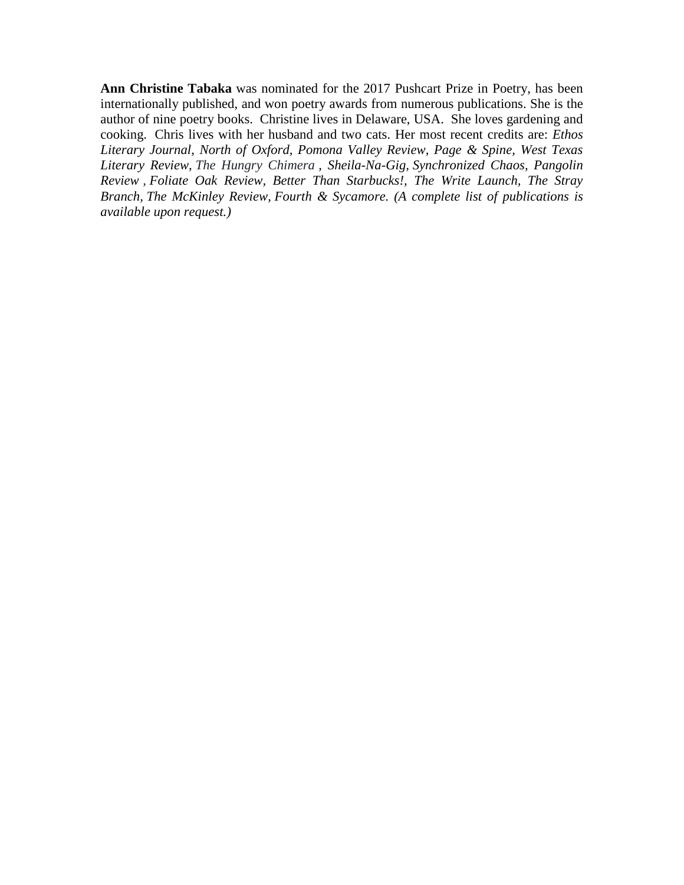**Ann Christine Tabaka** was nominated for the 2017 Pushcart Prize in Poetry, has been internationally published, and won poetry awards from numerous publications. She is the author of nine poetry books. Christine lives in Delaware, USA. She loves gardening and cooking. Chris lives with her husband and two cats. Her most recent credits are: *Ethos Literary Journal, North of Oxford, Pomona Valley Review, Page & Spine, West Texas Literary Review, The Hungry Chimera , Sheila-Na-Gig, Synchronized Chaos, Pangolin Review , Foliate Oak Review, Better Than Starbucks!, The Write Launch, The Stray Branch, The McKinley Review, Fourth & Sycamore. (A complete list of publications is available upon request.)*